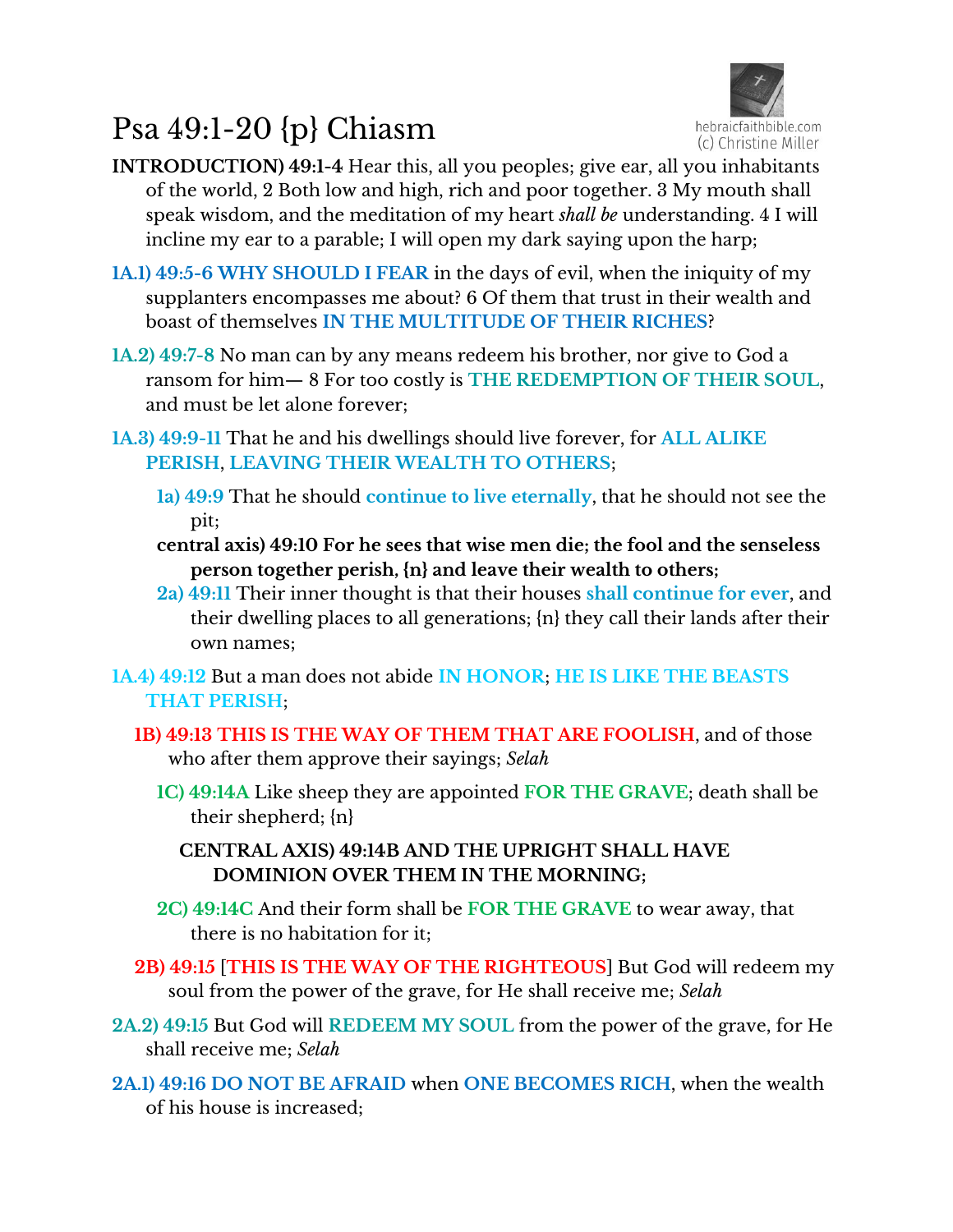# Psa 49:1-20 {p} Chiasm

hebraicfaithbible.com
(c) Christine Miller

**INTRODUCTION) 49:1-4** Hear this, all you peoples; give ear, all you inhabitants of the world, 2 Both low and high, rich and poor together. 3 My mouth shall speak wisdom, and the meditation of my heart *shall be* understanding. 4 I will incline my ear to a parable; I will open my dark saying upon the harp;

**1A.1) 49:5-6 WHY SHOULD I FEAR** in the days of evil, when the iniquity of my supplanters encompasses me about? 6 Of them that trust in their wealth and boast of themselves **IN THE MULTITUDE OF THEIR RICHES**?

**1A.2) 49:7-8** No man can by any means redeem his brother, nor give to God a ransom for him— 8 For too costly is **THE REDEMPTION OF THEIR SOUL**, and must be let alone forever;

**1A.3) 49:9-11** That he and his dwellings should live forever, for **ALL ALIKE PERISH**, **LEAVING THEIR WEALTH TO OTHERS**;

- **1a) 49:9** That he should **continue to live eternally**, that he should not see the pit;
- **central axis) 49:10 For he sees that wise men die; the fool and the senseless person together perish, {n} and leave their wealth to others;**
- **2a) 49:11** Their inner thought is that their houses **shall continue for ever**, and their dwelling places to all generations; {n} they call their lands after their own names;

**1A.4) 49:12** But a man does not abide **IN HONOR**; **HE IS LIKE THE BEASTS THAT PERISH**;

**1B) 49:13 THIS IS THE WAY OF THEM THAT ARE FOOLISH**, and of those who after them approve their sayings; *Selah*

**1C) 49:14A** Like sheep they are appointed **FOR THE GRAVE**; death shall be their shepherd; {n}

**CENTRAL AXIS) 49:14B AND THE UPRIGHT SHALL HAVE DOMINION OVER THEM IN THE MORNING;**

**2C) 49:14C** And their form shall be **FOR THE GRAVE** to wear away, that there is no habitation for it;

**2B) 49:15** [**THIS IS THE WAY OF THE RIGHTEOUS**] But God will redeem my soul from the power of the grave, for He shall receive me; *Selah*

**2A.2) 49:15** But God will **REDEEM MY SOUL** from the power of the grave, for He shall receive me; *Selah*

**2A.1) 49:16 DO NOT BE AFRAID** when **ONE BECOMES RICH**, when the wealth of his house is increased;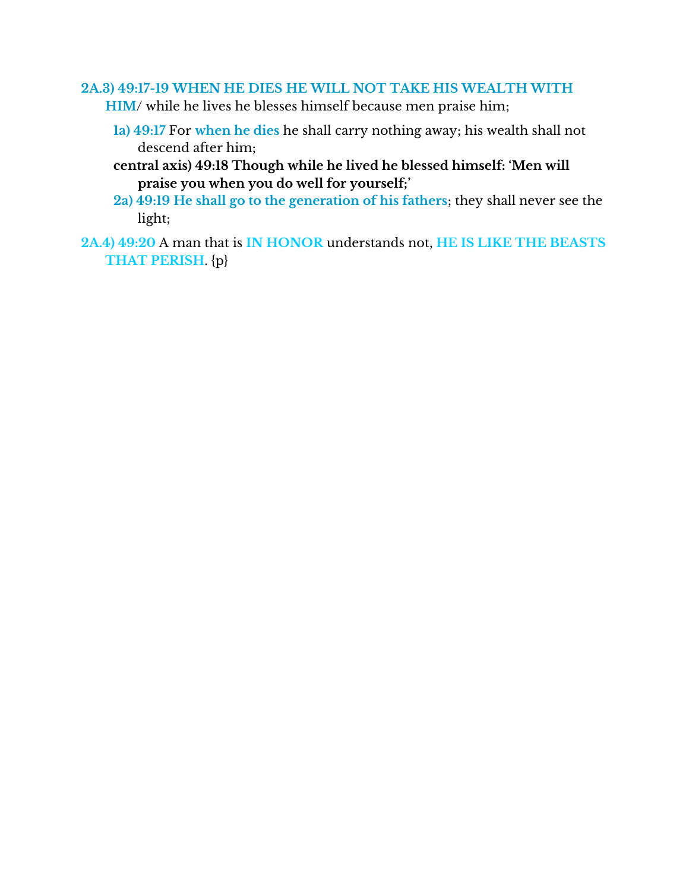**2A.3) 49:17-19 WHEN HE DIES HE WILL NOT TAKE HIS WEALTH WITH HIM**/ while he lives he blesses himself because men praise him;

- **1a) 49:17** For **when he dies** he shall carry nothing away; his wealth shall not descend after him;
- **central axis) 49:18 Though while he lived he blessed himself: 'Men will praise you when you do well for yourself;'**
- **2a) 49:19 He shall go to the generation of his fathers**; they shall never see the light;

**2A.4) 49:20** A man that is **IN HONOR** understands not, **HE IS LIKE THE BEASTS THAT PERISH**. {p}